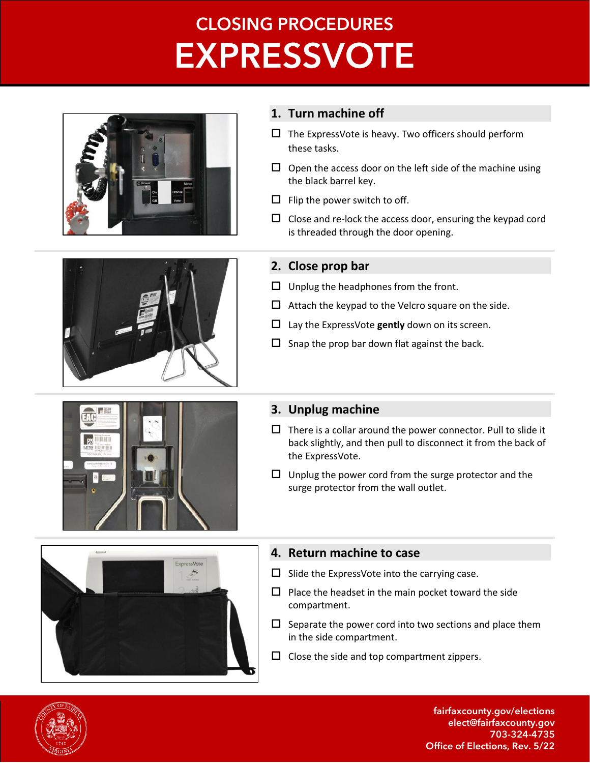# CLOSING PROCEDURES

# EXPRESSVOTE

## 1. Turn machine off

- ☐ The ExpressVote is heavy. Two officers should perform these tasks.
- ☐ Open the access door on the left side of the machine using the black barrel key.
- ☐ Flip the power switch to off.
- ☐ Close and re-lock the access door, ensuring the keypad cord is threaded through the door opening.

## 2. Close prop bar

- ☐ Unplug the headphones from the front.
- ☐ Attach the keypad to the Velcro square on the side.
- ☐ Lay the ExpressVote **gently** down on its screen.
- ☐ Snap the prop bar down flat against the back.

## 3. Unplug machine

- ☐ There is a collar around the power connector. Pull to slide it back slightly, and then pull to disconnect it from the back of the ExpressVote.
- ☐ Unplug the power cord from the surge protector and the surge protector from the wall outlet.

## 4. Return machine to case

- ☐ Slide the ExpressVote into the carrying case.
- ☐ Place the headset in the main pocket toward the side compartment.
- ☐ Separate the power cord into two sections and place them in the side compartment.
- ☐ Close the side and top compartment zippers.

fairfaxcounty.gov/elections
elect@fairfaxcounty.gov
703-324-4735
Office of Elections, Rev. 5/22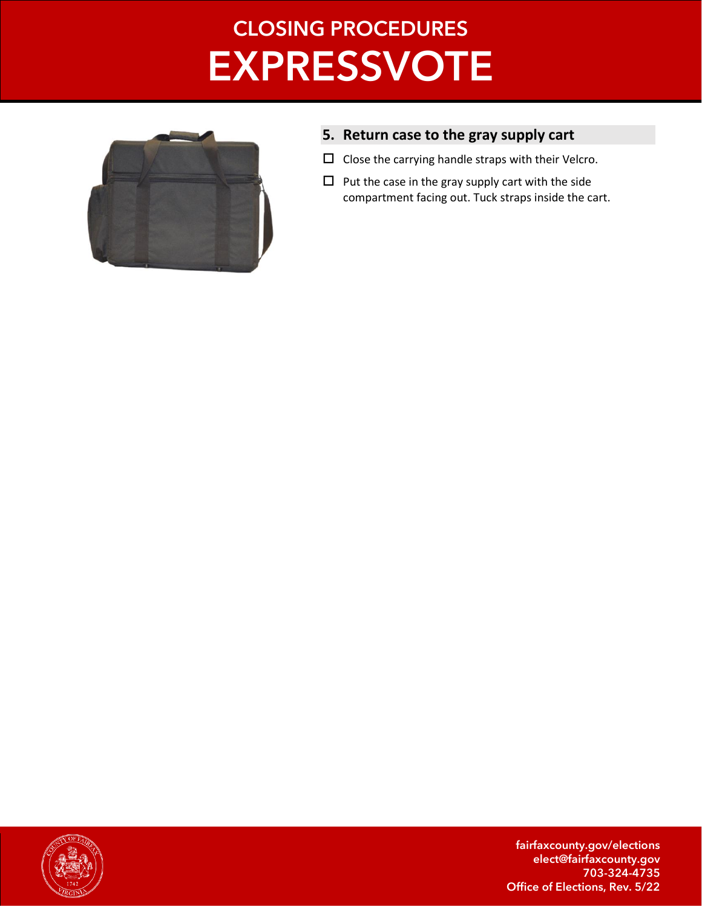# CLOSING PROCEDURES

# EXPRESSVOTE

## 5. Return case to the gray supply cart

- ☐ Close the carrying handle straps with their Velcro.
- ☐ Put the case in the gray supply cart with the side compartment facing out. Tuck straps inside the cart.

fairfaxcounty.gov/elections
elect@fairfaxcounty.gov
703-324-4735
Office of Elections, Rev. 5/22